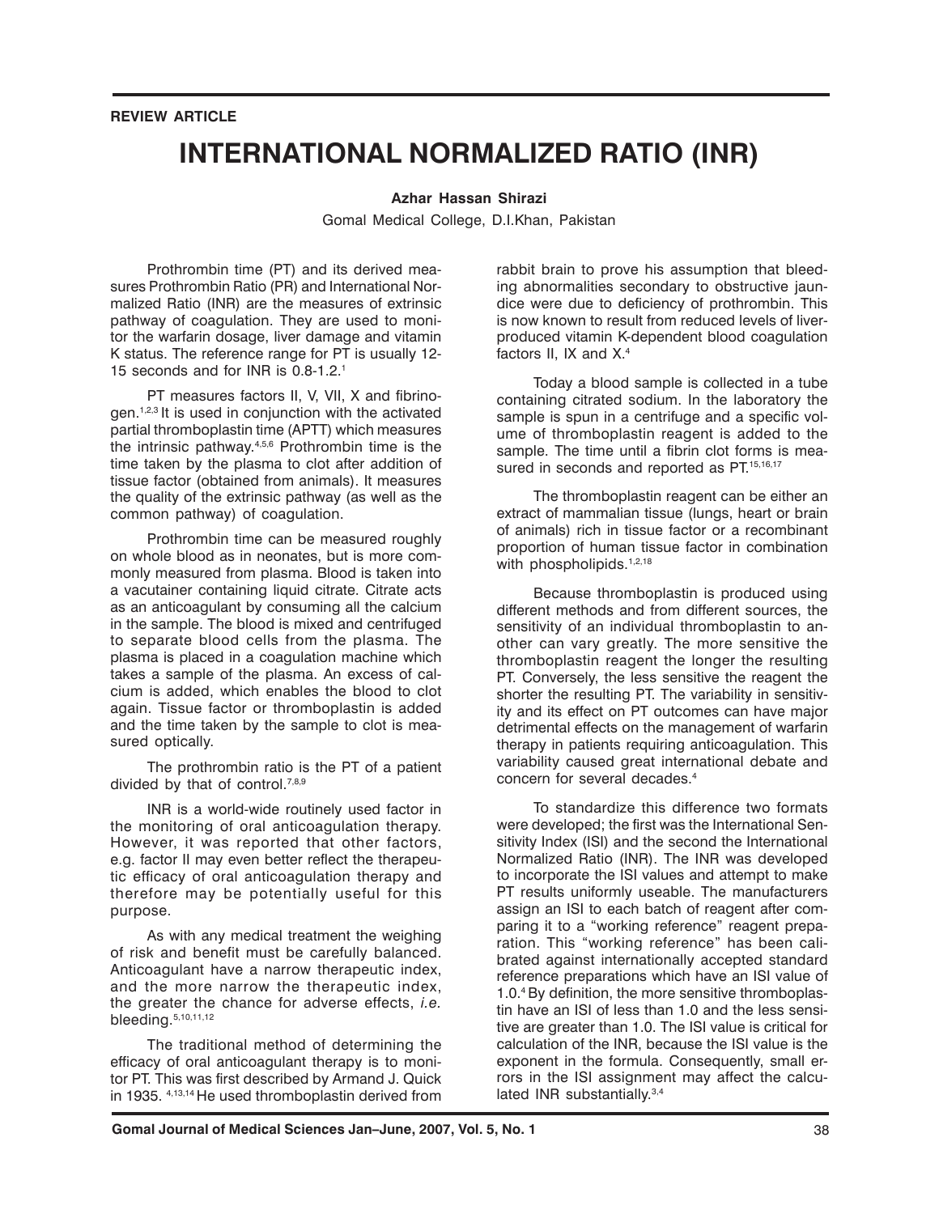**REVIEW ARTICLE**

# INTERNATIONAL NORMALIZED RATIO (INR)

**Azhar Hassan Shirazi**

Gomal Medical College, D.I.Khan, Pakistan

Prothrombin time (PT) and its derived measures Prothrombin Ratio (PR) and International Normalized Ratio (INR) are the measures of extrinsic pathway of coagulation. They are used to monitor the warfarin dosage, liver damage and vitamin K status. The reference range for PT is usually 12-15 seconds and for INR is 0.8-1.2.[1]

PT measures factors II, V, VII, X and fibrinogen.[1,2,3] It is used in conjunction with the activated partial thromboplastin time (APTT) which measures the intrinsic pathway.[4,5,6] Prothrombin time is the time taken by the plasma to clot after addition of tissue factor (obtained from animals). It measures the quality of the extrinsic pathway (as well as the common pathway) of coagulation.

Prothrombin time can be measured roughly on whole blood as in neonates, but is more commonly measured from plasma. Blood is taken into a vacutainer containing liquid citrate. Citrate acts as an anticoagulant by consuming all the calcium in the sample. The blood is mixed and centrifuged to separate blood cells from the plasma. The plasma is placed in a coagulation machine which takes a sample of the plasma. An excess of calcium is added, which enables the blood to clot again. Tissue factor or thromboplastin is added and the time taken by the sample to clot is measured optically.

The prothrombin ratio is the PT of a patient divided by that of control.[7,8,9]

INR is a world-wide routinely used factor in the monitoring of oral anticoagulation therapy. However, it was reported that other factors, e.g. factor II may even better reflect the therapeutic efficacy of oral anticoagulation therapy and therefore may be potentially useful for this purpose.

As with any medical treatment the weighing of risk and benefit must be carefully balanced. Anticoagulant have a narrow therapeutic index, and the more narrow the therapeutic index, the greater the chance for adverse effects, *i.e.* bleeding.[5,10,11,12]

The traditional method of determining the efficacy of oral anticoagulant therapy is to monitor PT. This was first described by Armand J. Quick in 1935.[4,13,14] He used thromboplastin derived from rabbit brain to prove his assumption that bleeding abnormalities secondary to obstructive jaundice were due to deficiency of prothrombin. This is now known to result from reduced levels of liver-produced vitamin K-dependent blood coagulation factors II, IX and X.[4]

Today a blood sample is collected in a tube containing citrated sodium. In the laboratory the sample is spun in a centrifuge and a specific volume of thromboplastin reagent is added to the sample. The time until a fibrin clot forms is measured in seconds and reported as PT.[15,16,17]

The thromboplastin reagent can be either an extract of mammalian tissue (lungs, heart or brain of animals) rich in tissue factor or a recombinant proportion of human tissue factor in combination with phospholipids.[1,2,18]

Because thromboplastin is produced using different methods and from different sources, the sensitivity of an individual thromboplastin to another can vary greatly. The more sensitive the thromboplastin reagent the longer the resulting PT. Conversely, the less sensitive the reagent the shorter the resulting PT. The variability in sensitivity and its effect on PT outcomes can have major detrimental effects on the management of warfarin therapy in patients requiring anticoagulation. This variability caused great international debate and concern for several decades.[4]

To standardize this difference two formats were developed; the first was the International Sensitivity Index (ISI) and the second the International Normalized Ratio (INR). The INR was developed to incorporate the ISI values and attempt to make PT results uniformly useable. The manufacturers assign an ISI to each batch of reagent after comparing it to a "working reference" reagent preparation. This "working reference" has been calibrated against internationally accepted standard reference preparations which have an ISI value of 1.0.[4] By definition, the more sensitive thromboplastin have an ISI of less than 1.0 and the less sensitive are greater than 1.0. The ISI value is critical for calculation of the INR, because the ISI value is the exponent in the formula. Consequently, small errors in the ISI assignment may affect the calculated INR substantially.[3,4]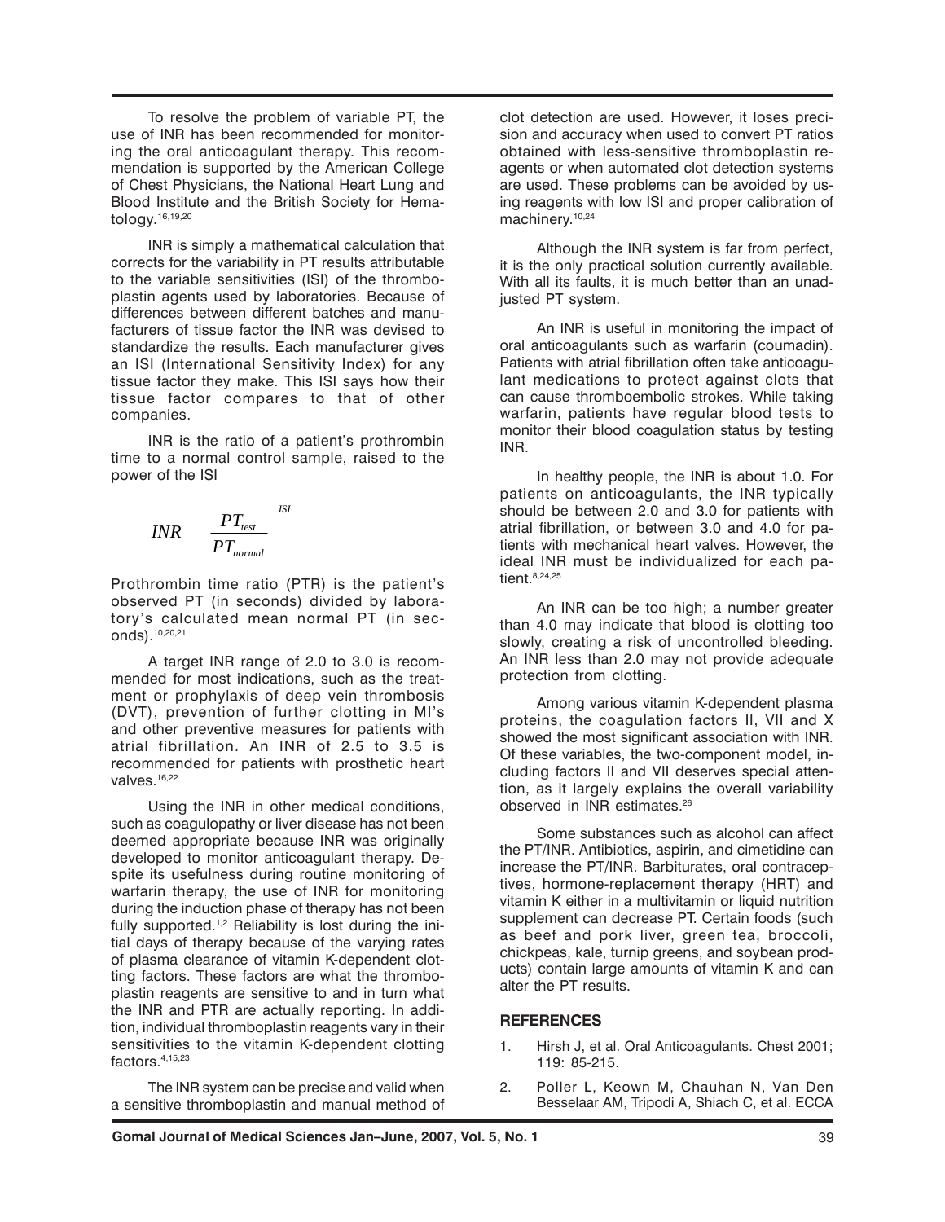To resolve the problem of variable PT, the use of INR has been recommended for monitoring the oral anticoagulant therapy. This recommendation is supported by the American College of Chest Physicians, the National Heart Lung and Blood Institute and the British Society for Hematology.[16,19,20]

INR is simply a mathematical calculation that corrects for the variability in PT results attributable to the variable sensitivities (ISI) of the thromboplastin agents used by laboratories. Because of differences between different batches and manufacturers of tissue factor the INR was devised to standardize the results. Each manufacturer gives an ISI (International Sensitivity Index) for any tissue factor they make. This ISI says how their tissue factor compares to that of other companies.

INR is the ratio of a patient's prothrombin time to a normal control sample, raised to the power of the ISI

$$INR \quad \frac{PT_{test}}{PT_{normal}}^{ISI}$$

Prothrombin time ratio (PTR) is the patient's observed PT (in seconds) divided by laboratory's calculated mean normal PT (in seconds).[10,20,21]

A target INR range of 2.0 to 3.0 is recommended for most indications, such as the treatment or prophylaxis of deep vein thrombosis (DVT), prevention of further clotting in MI's and other preventive measures for patients with atrial fibrillation. An INR of 2.5 to 3.5 is recommended for patients with prosthetic heart valves.[16,22]

Using the INR in other medical conditions, such as coagulopathy or liver disease has not been deemed appropriate because INR was originally developed to monitor anticoagulant therapy. Despite its usefulness during routine monitoring of warfarin therapy, the use of INR for monitoring during the induction phase of therapy has not been fully supported.[1,2] Reliability is lost during the initial days of therapy because of the varying rates of plasma clearance of vitamin K-dependent clotting factors. These factors are what the thromboplastin reagents are sensitive to and in turn what the INR and PTR are actually reporting. In addition, individual thromboplastin reagents vary in their sensitivities to the vitamin K-dependent clotting factors.[4,15,23]

The INR system can be precise and valid when a sensitive thromboplastin and manual method of clot detection are used. However, it loses precision and accuracy when used to convert PT ratios obtained with less-sensitive thromboplastin reagents or when automated clot detection systems are used. These problems can be avoided by using reagents with low ISI and proper calibration of machinery.[10,24]

Although the INR system is far from perfect, it is the only practical solution currently available. With all its faults, it is much better than an unadjusted PT system.

An INR is useful in monitoring the impact of oral anticoagulants such as warfarin (coumadin). Patients with atrial fibrillation often take anticoagulant medications to protect against clots that can cause thromboembolic strokes. While taking warfarin, patients have regular blood tests to monitor their blood coagulation status by testing INR.

In healthy people, the INR is about 1.0. For patients on anticoagulants, the INR typically should be between 2.0 and 3.0 for patients with atrial fibrillation, or between 3.0 and 4.0 for patients with mechanical heart valves. However, the ideal INR must be individualized for each patient.[8,24,25]

An INR can be too high; a number greater than 4.0 may indicate that blood is clotting too slowly, creating a risk of uncontrolled bleeding. An INR less than 2.0 may not provide adequate protection from clotting.

Among various vitamin K-dependent plasma proteins, the coagulation factors II, VII and X showed the most significant association with INR. Of these variables, the two-component model, including factors II and VII deserves special attention, as it largely explains the overall variability observed in INR estimates.[26]

Some substances such as alcohol can affect the PT/INR. Antibiotics, aspirin, and cimetidine can increase the PT/INR. Barbiturates, oral contraceptives, hormone-replacement therapy (HRT) and vitamin K either in a multivitamin or liquid nutrition supplement can decrease PT. Certain foods (such as beef and pork liver, green tea, broccoli, chickpeas, kale, turnip greens, and soybean products) contain large amounts of vitamin K and can alter the PT results.

## REFERENCES

1. Hirsh J, et al. Oral Anticoagulants. Chest 2001; 119: 85-215.
2. Poller L, Keown M, Chauhan N, Van Den Besselaar AM, Tripodi A, Shiach C, et al. ECCA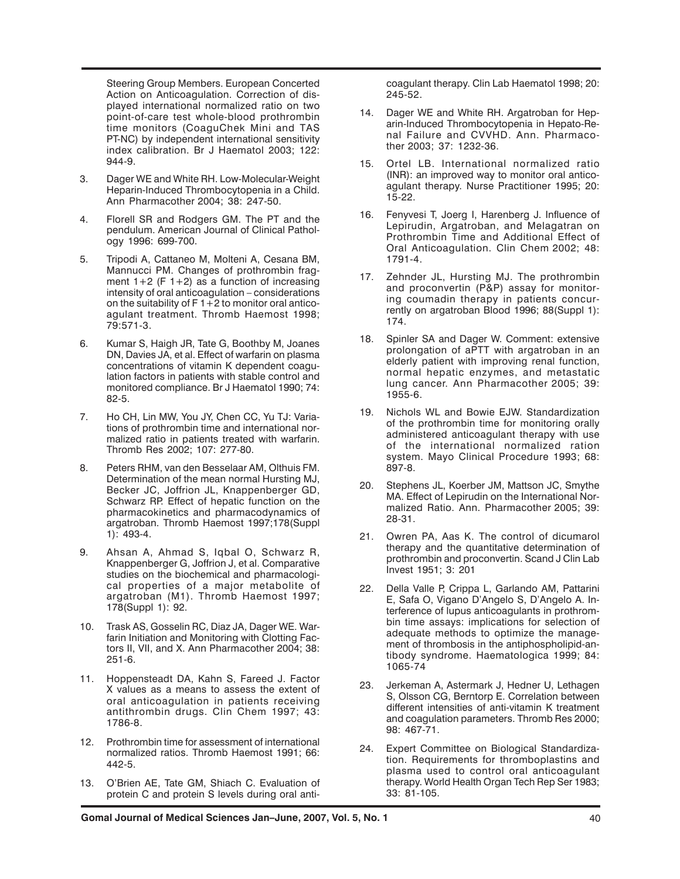Steering Group Members. European Concerted Action on Anticoagulation. Correction of displayed international normalized ratio on two point-of-care test whole-blood prothrombin time monitors (CoaguChek Mini and TAS PT-NC) by independent international sensitivity index calibration. Br J Haematol 2003; 122: 944-9.

3. Dager WE and White RH. Low-Molecular-Weight Heparin-Induced Thrombocytopenia in a Child. Ann Pharmacother 2004; 38: 247-50.
4. Florell SR and Rodgers GM. The PT and the pendulum. American Journal of Clinical Pathology 1996: 699-700.
5. Tripodi A, Cattaneo M, Molteni A, Cesana BM, Mannucci PM. Changes of prothrombin fragment 1+2 (F 1+2) as a function of increasing intensity of oral anticoagulation – considerations on the suitability of F 1+2 to monitor oral anticoagulant treatment. Thromb Haemost 1998; 79:571-3.
6. Kumar S, Haigh JR, Tate G, Boothby M, Joanes DN, Davies JA, et al. Effect of warfarin on plasma concentrations of vitamin K dependent coagulation factors in patients with stable control and monitored compliance. Br J Haematol 1990; 74: 82-5.
7. Ho CH, Lin MW, You JY, Chen CC, Yu TJ: Variations of prothrombin time and international normalized ratio in patients treated with warfarin. Thromb Res 2002; 107: 277-80.
8. Peters RHM, van den Besselaar AM, Olthuis FM. Determination of the mean normal Hursting MJ, Becker JC, Joffrion JL, Knappenberger GD, Schwarz RP. Effect of hepatic function on the pharmacokinetics and pharmacodynamics of argatroban. Thromb Haemost 1997;178(Suppl 1): 493-4.
9. Ahsan A, Ahmad S, Iqbal O, Schwarz R, Knappenberger G, Joffrion J, et al. Comparative studies on the biochemical and pharmacological properties of a major metabolite of argatroban (M1). Thromb Haemost 1997; 178(Suppl 1): 92.
10. Trask AS, Gosselin RC, Diaz JA, Dager WE. Warfarin Initiation and Monitoring with Clotting Factors II, VII, and X. Ann Pharmacother 2004; 38: 251-6.
11. Hoppensteadt DA, Kahn S, Fareed J. Factor X values as a means to assess the extent of oral anticoagulation in patients receiving antithrombin drugs. Clin Chem 1997; 43: 1786-8.
12. Prothrombin time for assessment of international normalized ratios. Thromb Haemost 1991; 66: 442-5.
13. O'Brien AE, Tate GM, Shiach C. Evaluation of protein C and protein S levels during oral anticoagulant therapy. Clin Lab Haematol 1998; 20: 245-52.
14. Dager WE and White RH. Argatroban for Heparin-Induced Thrombocytopenia in Hepato-Renal Failure and CVVHD. Ann. Pharmacother 2003; 37: 1232-36.
15. Ortel LB. International normalized ratio (INR): an improved way to monitor oral anticoagulant therapy. Nurse Practitioner 1995; 20: 15-22.
16. Fenyvesi T, Joerg I, Harenberg J. Influence of Lepirudin, Argatroban, and Melagatran on Prothrombin Time and Additional Effect of Oral Anticoagulation. Clin Chem 2002; 48: 1791-4.
17. Zehnder JL, Hursting MJ. The prothrombin and proconvertin (P&P) assay for monitoring coumadin therapy in patients concurrently on argatroban Blood 1996; 88(Suppl 1): 174.
18. Spinler SA and Dager W. Comment: extensive prolongation of aPTT with argatroban in an elderly patient with improving renal function, normal hepatic enzymes, and metastatic lung cancer. Ann Pharmacother 2005; 39: 1955-6.
19. Nichols WL and Bowie EJW. Standardization of the prothrombin time for monitoring orally administered anticoagulant therapy with use of the international normalized ration system. Mayo Clinical Procedure 1993; 68: 897-8.
20. Stephens JL, Koerber JM, Mattson JC, Smythe MA. Effect of Lepirudin on the International Normalized Ratio. Ann. Pharmacother 2005; 39: 28-31.
21. Owren PA, Aas K. The control of dicumarol therapy and the quantitative determination of prothrombin and proconvertin. Scand J Clin Lab Invest 1951; 3: 201
22. Della Valle P, Crippa L, Garlando AM, Pattarini E, Safa O, Vigano D'Angelo S, D'Angelo A. Interference of lupus anticoagulants in prothrombin time assays: implications for selection of adequate methods to optimize the management of thrombosis in the antiphospholipid-antibody syndrome. Haematologica 1999; 84: 1065-74
23. Jerkeman A, Astermark J, Hedner U, Lethagen S, Olsson CG, Berntorp E. Correlation between different intensities of anti-vitamin K treatment and coagulation parameters. Thromb Res 2000; 98: 467-71.
24. Expert Committee on Biological Standardization. Requirements for thromboplastins and plasma used to control oral anticoagulant therapy. World Health Organ Tech Rep Ser 1983; 33: 81-105.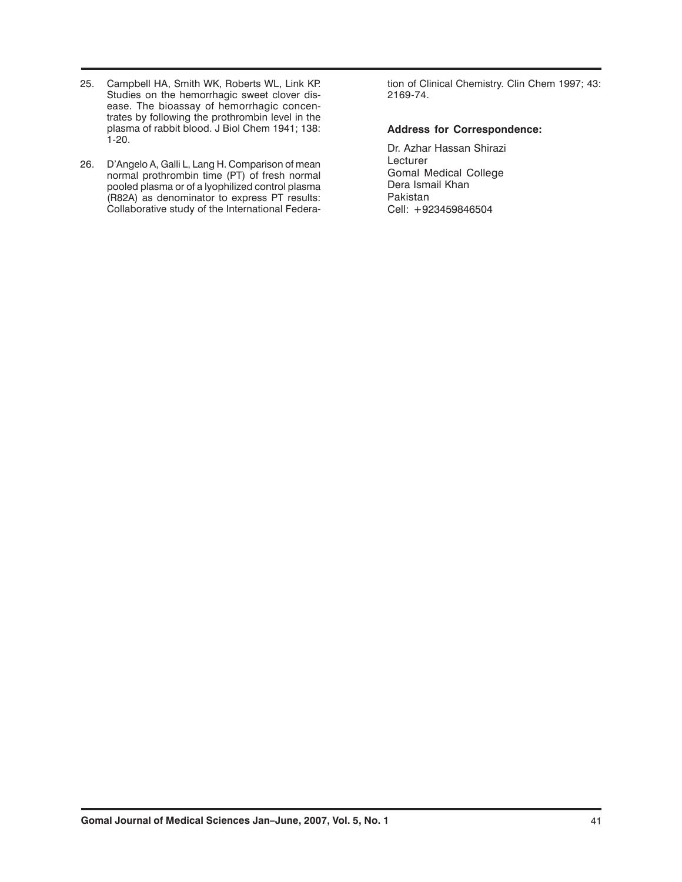25. Campbell HA, Smith WK, Roberts WL, Link KP. Studies on the hemorrhagic sweet clover disease. The bioassay of hemorrhagic concentrates by following the prothrombin level in the plasma of rabbit blood. J Biol Chem 1941; 138: 1-20.

26. D'Angelo A, Galli L, Lang H. Comparison of mean normal prothrombin time (PT) of fresh normal pooled plasma or of a lyophilized control plasma (R82A) as denominator to express PT results: Collaborative study of the International Federation of Clinical Chemistry. Clin Chem 1997; 43: 2169-74.

**Address for Correspondence:**

Dr. Azhar Hassan Shirazi
Lecturer
Gomal Medical College
Dera Ismail Khan
Pakistan
Cell: +923459846504